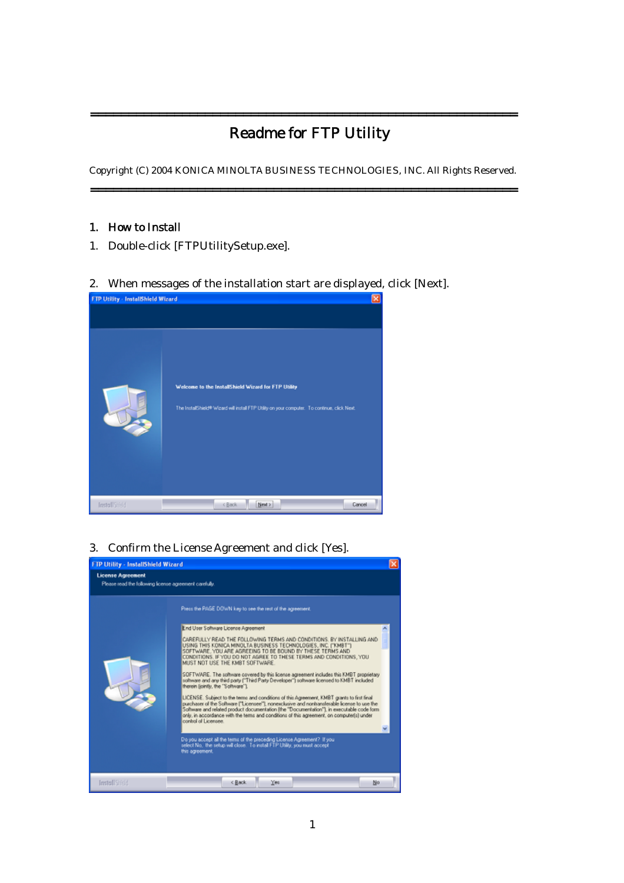# Readme for FTP Utility

Copyright (C) 2004 KONICA MINOLTA BUSINESS TECHNOLOGIES, INC. All Rights Reserved.

## 1. How to Install

1. Double-click [FTPUtilitySetup.exe].

2. When messages of the installation start are displayed, click [Next].

3. Confirm the License Agreement and click [Yes].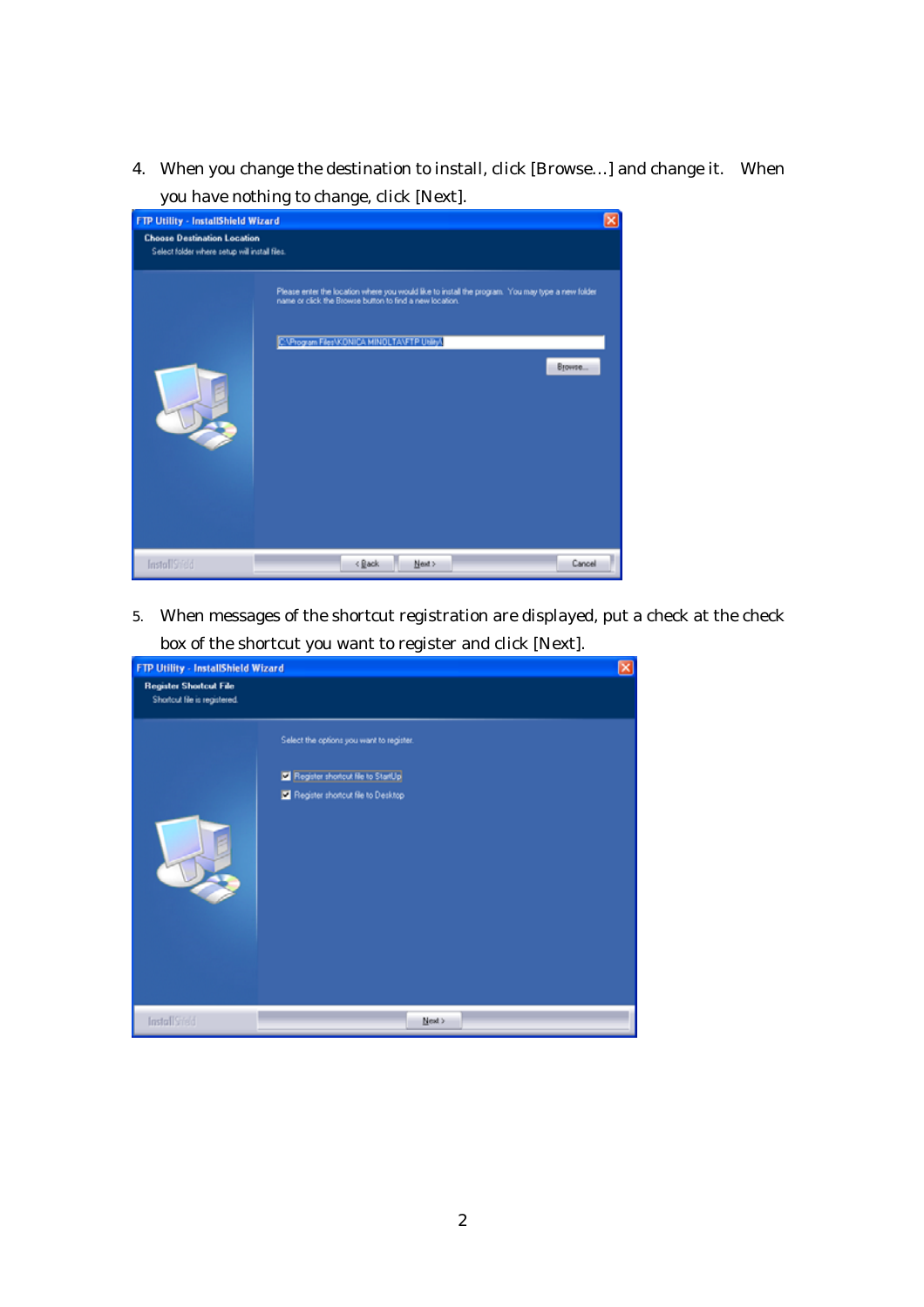4. When you change the destination to install, click [Browse…] and change it. When you have nothing to change, click [Next].

5. When messages of the shortcut registration are displayed, put a check at the check box of the shortcut you want to register and click [Next].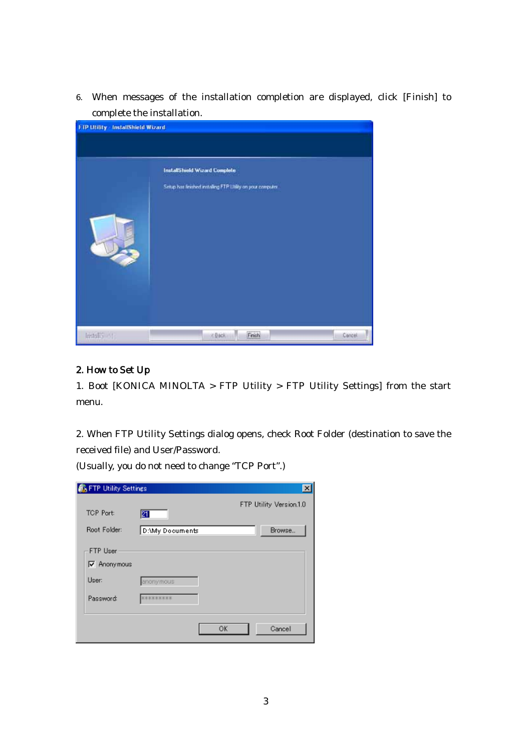6. When messages of the installation completion are displayed, click [Finish] to complete the installation.

## 2. How to Set Up

1. Boot [KONICA MINOLTA > FTP Utility > FTP Utility Settings] from the start menu.

2. When FTP Utility Settings dialog opens, check Root Folder (destination to save the received file) and User/Password.
(Usually, you do not need to change "TCP Port".)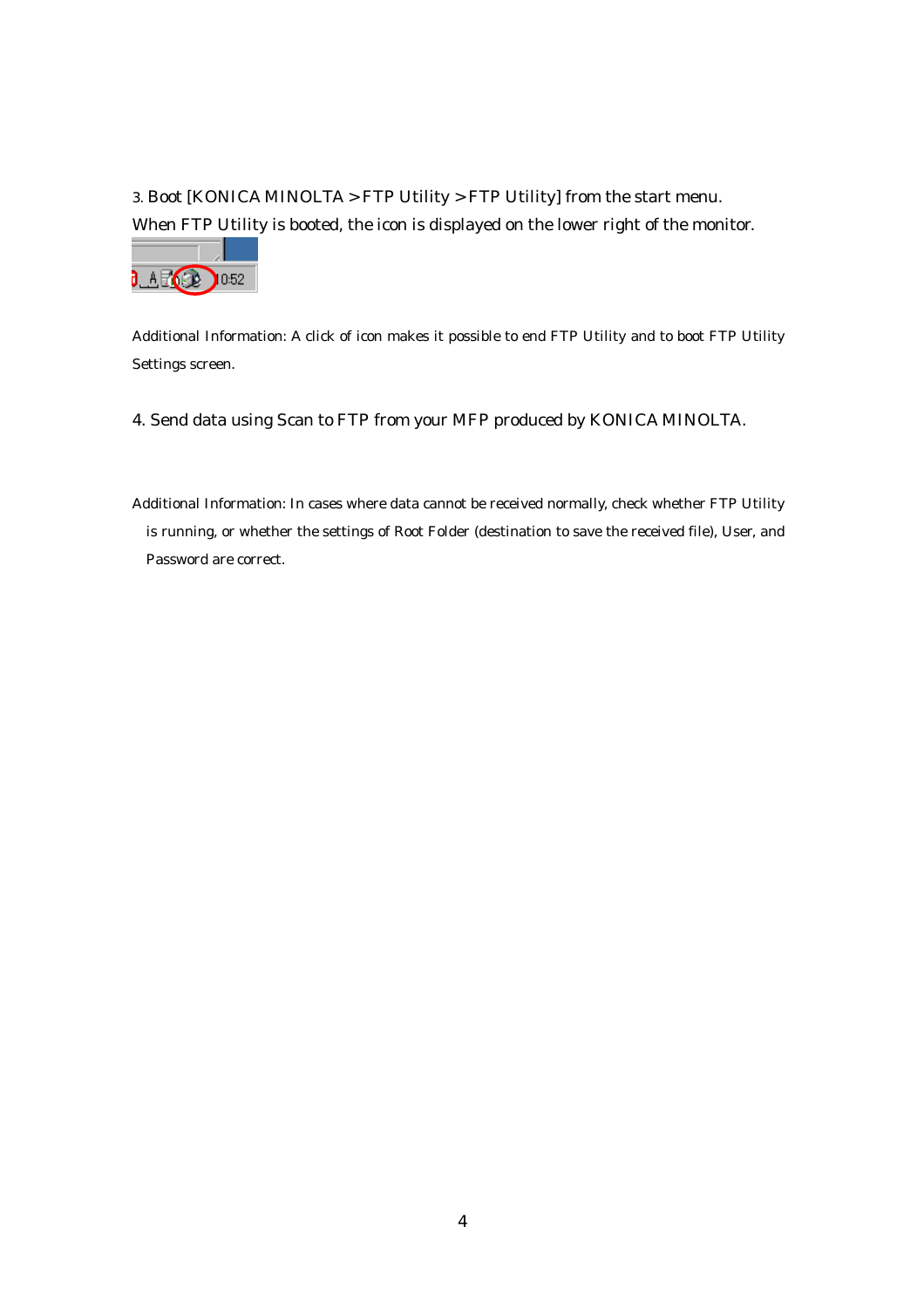3. Boot [KONICA MINOLTA > FTP Utility > FTP Utility] from the start menu.

When FTP Utility is booted, the icon is displayed on the lower right of the monitor.

Additional Information: A click of icon makes it possible to end FTP Utility and to boot FTP Utility Settings screen.

4. Send data using Scan to FTP from your MFP produced by KONICA MINOLTA.

Additional Information: In cases where data cannot be received normally, check whether FTP Utility is running, or whether the settings of Root Folder (destination to save the received file), User, and Password are correct.